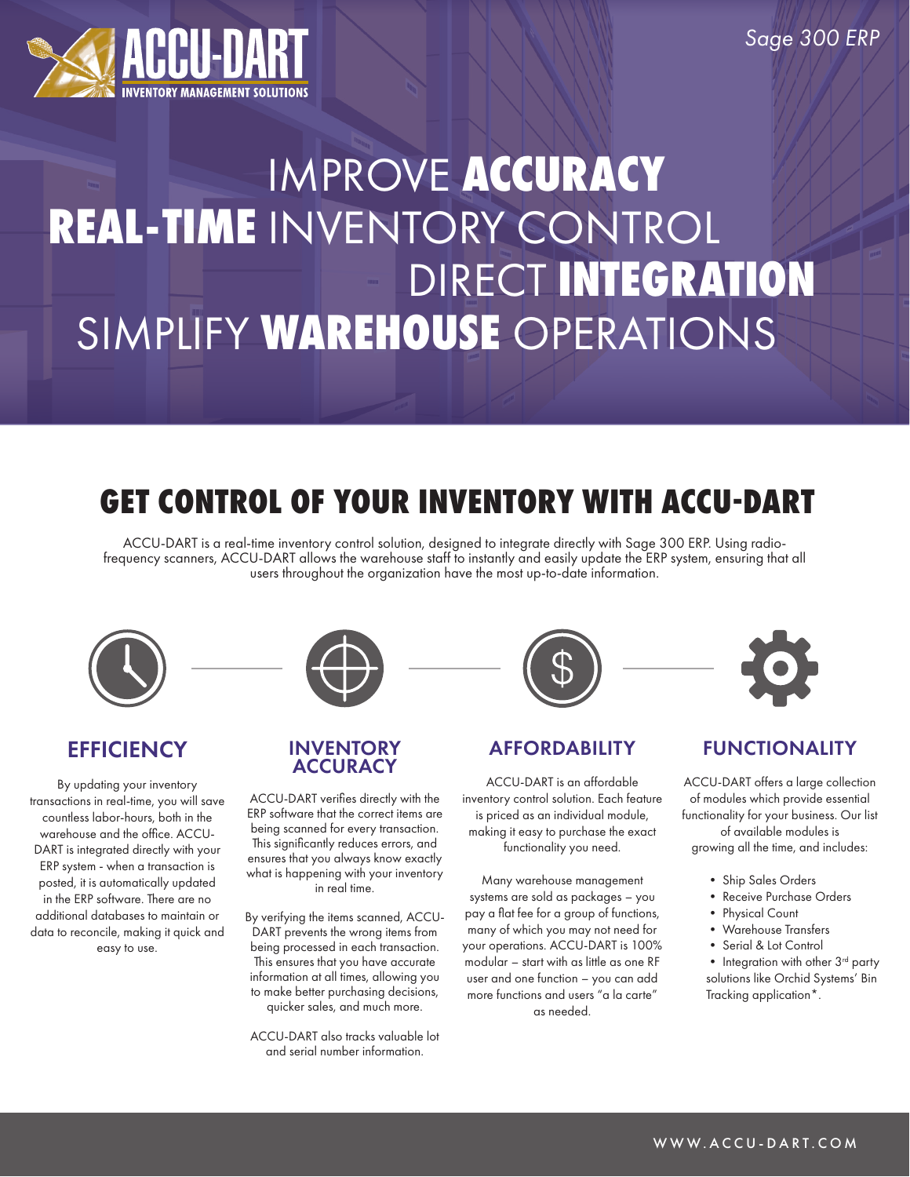Sage 300 ERP

ACCU-DART
INVENTORY MANAGEMENT SOLUTIONS

# IMPROVE **ACCURACY**
# **REAL-TIME** INVENTORY CONTROL
# DIRECT **INTEGRATION**
# SIMPLIFY **WAREHOUSE** OPERATIONS

## GET CONTROL OF YOUR INVENTORY WITH ACCU-DART

ACCU-DART is a real-time inventory control solution, designed to integrate directly with Sage 300 ERP. Using radio-frequency scanners, ACCU-DART allows the warehouse staff to instantly and easily update the ERP system, ensuring that all users throughout the organization have the most up-to-date information.

### EFFICIENCY

By updating your inventory transactions in real-time, you will save countless labor-hours, both in the warehouse and the office. ACCU-DART is integrated directly with your ERP system - when a transaction is posted, it is automatically updated in the ERP software. There are no additional databases to maintain or data to reconcile, making it quick and easy to use.

### INVENTORY ACCURACY

ACCU-DART verifies directly with the ERP software that the correct items are being scanned for every transaction. This significantly reduces errors, and ensures that you always know exactly what is happening with your inventory in real time.

By verifying the items scanned, ACCU-DART prevents the wrong items from being processed in each transaction. This ensures that you have accurate information at all times, allowing you to make better purchasing decisions, quicker sales, and much more.

ACCU-DART also tracks valuable lot and serial number information.

### AFFORDABILITY

ACCU-DART is an affordable inventory control solution. Each feature is priced as an individual module, making it easy to purchase the exact functionality you need.

Many warehouse management systems are sold as packages – you pay a flat fee for a group of functions, many of which you may not need for your operations. ACCU-DART is 100% modular – start with as little as one RF user and one function – you can add more functions and users "a la carte" as needed.

### FUNCTIONALITY

ACCU-DART offers a large collection of modules which provide essential functionality for your business. Our list of available modules is growing all the time, and includes:

- Ship Sales Orders
- Receive Purchase Orders
- Physical Count
- Warehouse Transfers
- Serial & Lot Control
- Integration with other 3rd party solutions like Orchid Systems' Bin Tracking application*.

WWW.ACCU-DART.COM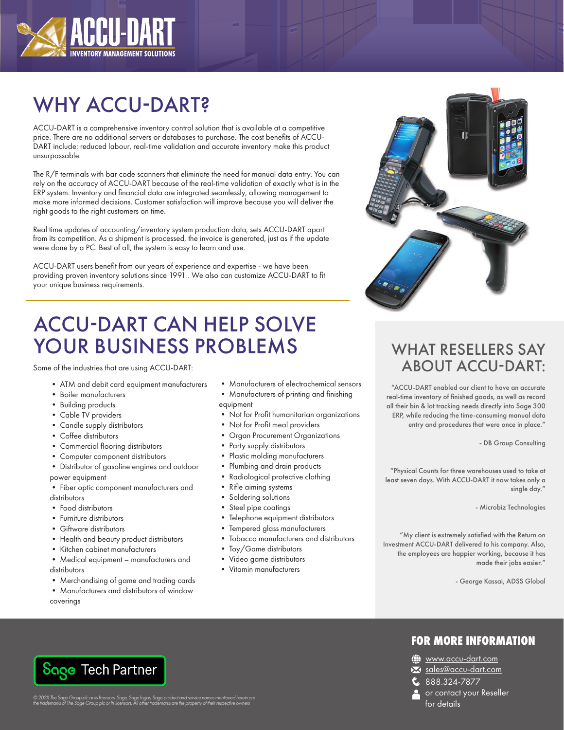# WHY ACCU-DART?

ACCU-DART is a comprehensive inventory control solution that is available at a competitive price. There are no additional servers or databases to purchase. The cost benefits of ACCU-DART include: reduced labour, real-time validation and accurate inventory make this product unsurpassable.

The R/F terminals with bar code scanners that eliminate the need for manual data entry. You can rely on the accuracy of ACCU-DART because of the real-time validation of exactly what is in the ERP system. Inventory and financial data are integrated seamlessly, allowing management to make more informed decisions. Customer satisfaction will improve because you will deliver the right goods to the right customers on time.

Real time updates of accounting/inventory system production data, sets ACCU-DART apart from its competition. As a shipment is processed, the invoice is generated, just as if the update were done by a PC. Best of all, the system is easy to learn and use.

ACCU-DART users benefit from our years of experience and expertise - we have been providing proven inventory solutions since 1991 . We also can customize ACCU-DART to fit your unique business requirements.

# ACCU-DART CAN HELP SOLVE YOUR BUSINESS PROBLEMS

Some of the industries that are using ACCU-DART:

- ATM and debit card equipment manufacturers
- Boiler manufacturers
- Building products
- Cable TV providers
- Candle supply distributors
- Coffee distributors
- Commercial flooring distributors
- Computer component distributors
- Distributor of gasoline engines and outdoor power equipment
- Fiber optic component manufacturers and distributors
- Food distributors
- Furniture distributors
- Giftware distributors
- Health and beauty product distributors
- Kitchen cabinet manufacturers
- Medical equipment – manufacturers and distributors
- Merchandising of game and trading cards
- Manufacturers and distributors of window coverings
- Manufacturers of electrochemical sensors
- Manufacturers of printing and finishing equipment
- Not for Profit humanitarian organizations
- Not for Profit meal providers
- Organ Procurement Organizations
- Party supply distributors
- Plastic molding manufacturers
- Plumbing and drain products
- Radiological protective clothing
- Rifle aiming systems
- Soldering solutions
- Steel pipe coatings
- Telephone equipment distributors
- Tempered glass manufacturers
- Tobacco manufacturers and distributors
- Toy/Game distributors
- Video game distributors
- Vitamin manufacturers

## WHAT RESELLERS SAY ABOUT ACCU-DART:

"ACCU-DART enabled our client to have an accurate real-time inventory of finished goods, as well as record all their bin & lot tracking needs directly into Sage 300 ERP, while reducing the time-consuming manual data entry and procedures that were once in place."

- DB Group Consulting

"Physical Counts for three warehouses used to take at least seven days. With ACCU-DART it now takes only a single day."

- Microbiz Technologies

"My client is extremely satisfied with the Return on Investment ACCU-DART delivered to his company. Also, the employees are happier working, because it has made their jobs easier."

- George Kassai, ADSS Global

## FOR MORE INFORMATION

- www.accu-dart.com
- sales@accu-dart.com
- 888.324-7877
- or contact your Reseller for details

Sage Tech Partner

*© 202X The Sage Group plc or its licensors. Sage, Sage logos, Sage product and service names mentioned herein are the trademarks of The Sage Group plc or its licensors. All other trademarks are the property of their respective owners*